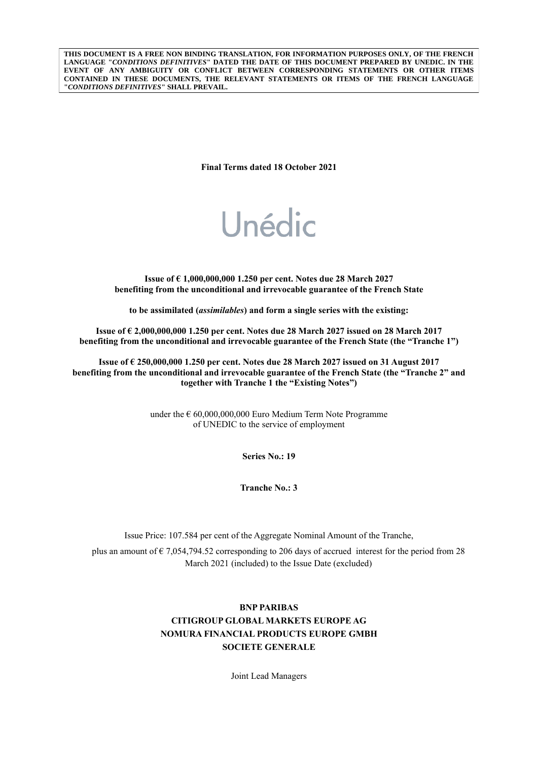**THIS DOCUMENT IS A FREE NON BINDING TRANSLATION, FOR INFORMATION PURPOSES ONLY, OF THE FRENCH LANGUAGE "*CONDITIONS DEFINITIVES*" DATED THE DATE OF THIS DOCUMENT PREPARED BY UNEDIC. IN THE EVENT OF ANY AMBIGUITY OR CONFLICT BETWEEN CORRESPONDING STATEMENTS OR OTHER ITEMS CONTAINED IN THESE DOCUMENTS, THE RELEVANT STATEMENTS OR ITEMS OF THE FRENCH LANGUAGE "*CONDITIONS DEFINITIVES*" SHALL PREVAIL.**

**Final Terms dated 18 October 2021**

# Unédic

**Issue of € 1,000,000,000 1.250 per cent. Notes due 28 March 2027 benefiting from the unconditional and irrevocable guarantee of the French State**

**to be assimilated (*assimilables*) and form a single series with the existing:**

**Issue of € 2,000,000,000 1.250 per cent. Notes due 28 March 2027 issued on 28 March 2017 benefiting from the unconditional and irrevocable guarantee of the French State (the "Tranche 1")**

**Issue of € 250,000,000 1.250 per cent. Notes due 28 March 2027 issued on 31 August 2017 benefiting from the unconditional and irrevocable guarantee of the French State (the "Tranche 2" and together with Tranche 1 the "Existing Notes")**

under the € 60,000,000,000 Euro Medium Term Note Programme of UNEDIC to the service of employment

**Series No.: 19**

**Tranche No.: 3**

Issue Price: 107.584 per cent of the Aggregate Nominal Amount of the Tranche,

plus an amount of € 7,054,794.52 corresponding to 206 days of accrued interest for the period from 28 March 2021 (included) to the Issue Date (excluded)

**BNP PARIBAS**
**CITIGROUP GLOBAL MARKETS EUROPE AG**
**NOMURA FINANCIAL PRODUCTS EUROPE GMBH**
**SOCIETE GENERALE**

Joint Lead Managers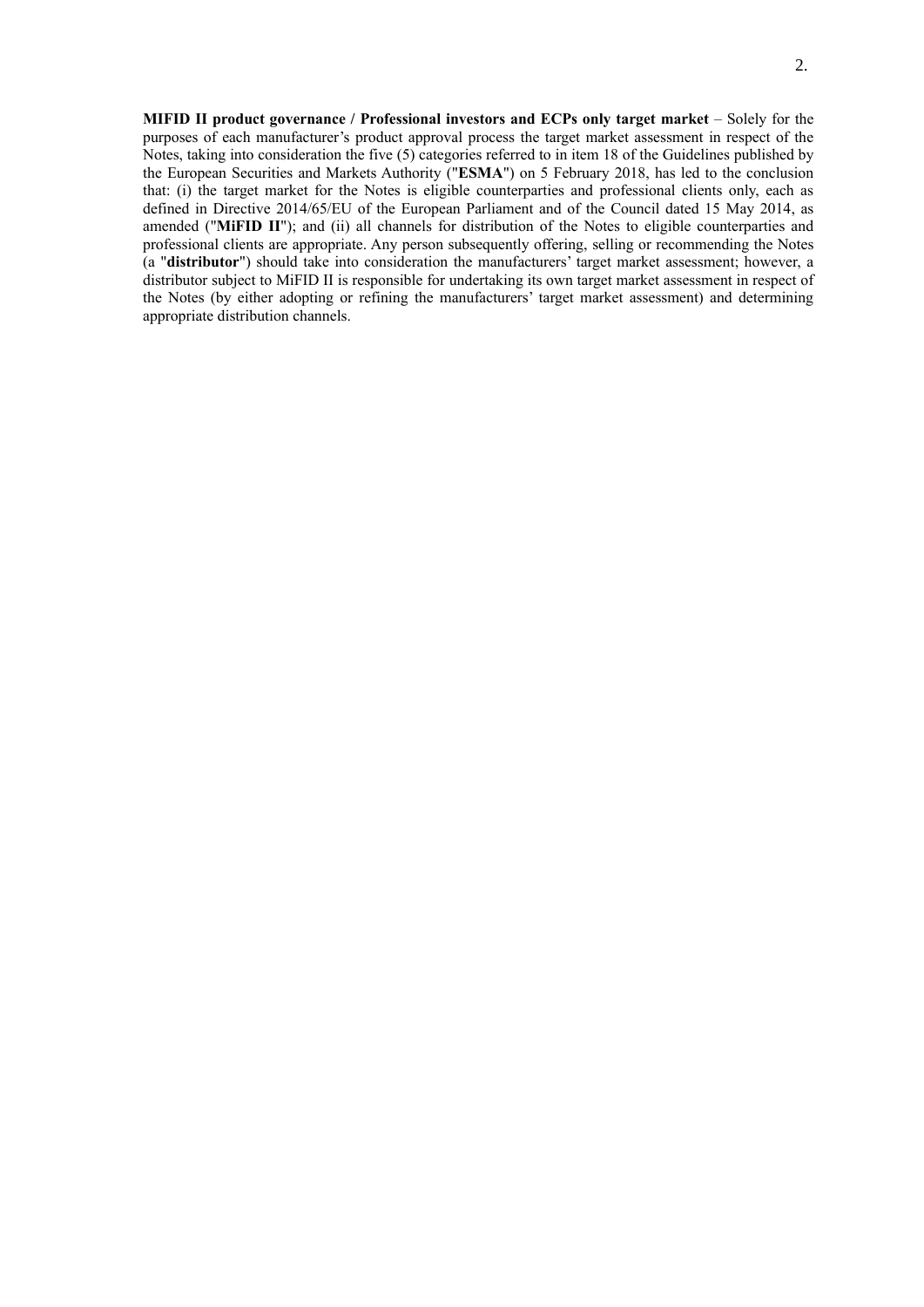**MIFID II product governance / Professional investors and ECPs only target market** – Solely for the purposes of each manufacturer's product approval process the target market assessment in respect of the Notes, taking into consideration the five (5) categories referred to in item 18 of the Guidelines published by the European Securities and Markets Authority ("**ESMA**") on 5 February 2018, has led to the conclusion that: (i) the target market for the Notes is eligible counterparties and professional clients only, each as defined in Directive 2014/65/EU of the European Parliament and of the Council dated 15 May 2014, as amended ("**MiFID II**"); and (ii) all channels for distribution of the Notes to eligible counterparties and professional clients are appropriate. Any person subsequently offering, selling or recommending the Notes (a "**distributor**") should take into consideration the manufacturers' target market assessment; however, a distributor subject to MiFID II is responsible for undertaking its own target market assessment in respect of the Notes (by either adopting or refining the manufacturers' target market assessment) and determining appropriate distribution channels.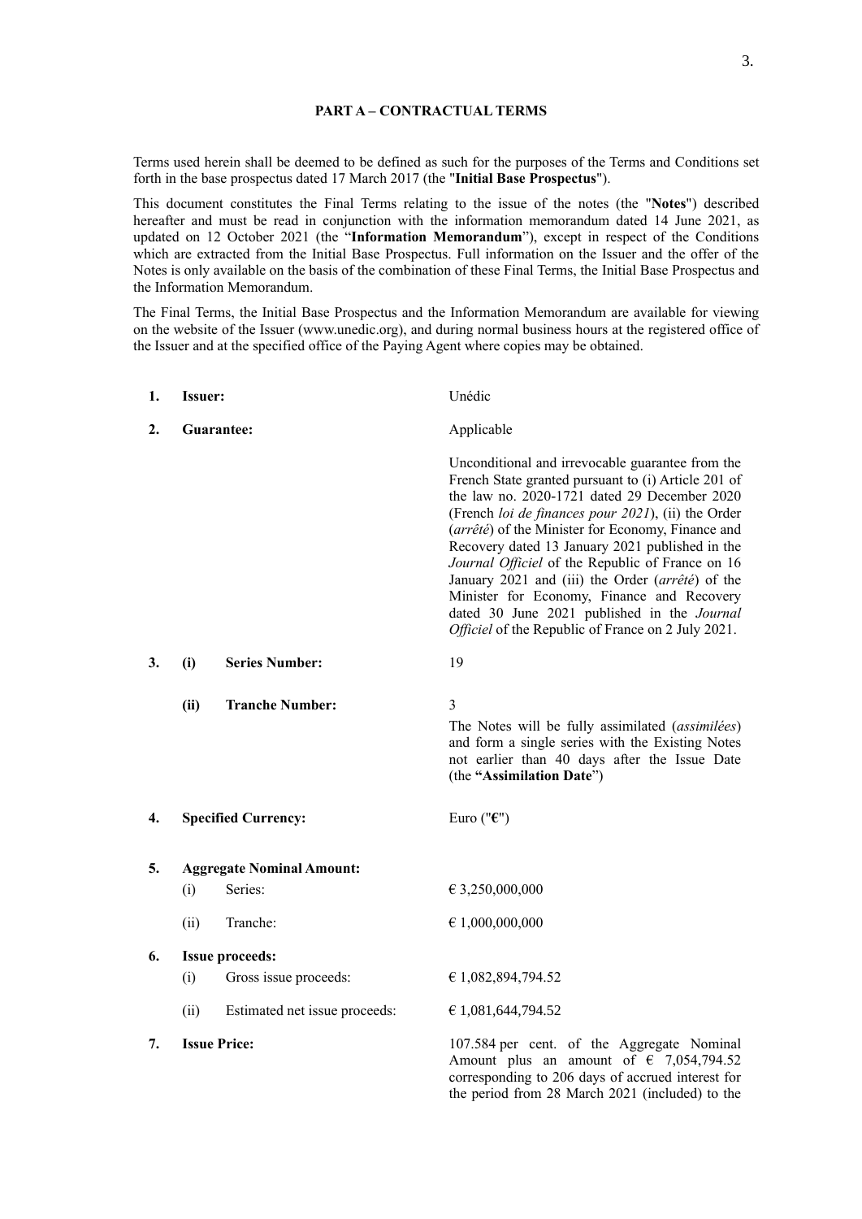**PART A – CONTRACTUAL TERMS**

Terms used herein shall be deemed to be defined as such for the purposes of the Terms and Conditions set forth in the base prospectus dated 17 March 2017 (the "**Initial Base Prospectus**").

This document constitutes the Final Terms relating to the issue of the notes (the "**Notes**") described hereafter and must be read in conjunction with the information memorandum dated 14 June 2021, as updated on 12 October 2021 (the "**Information Memorandum**"), except in respect of the Conditions which are extracted from the Initial Base Prospectus. Full information on the Issuer and the offer of the Notes is only available on the basis of the combination of these Final Terms, the Initial Base Prospectus and the Information Memorandum.

The Final Terms, the Initial Base Prospectus and the Information Memorandum are available for viewing on the website of the Issuer (www.unedic.org), and during normal business hours at the registered office of the Issuer and at the specified office of the Paying Agent where copies may be obtained.

| | | |
|---|---|---|
| **1.** | **Issuer:** | Unédic |
| **2.** | **Guarantee:** | Applicable<br><br>Unconditional and irrevocable guarantee from the French State granted pursuant to (i) Article 201 of the law no. 2020-1721 dated 29 December 2020 (French *loi de finances pour 2021*), (ii) the Order (*arrêté*) of the Minister for Economy, Finance and Recovery dated 13 January 2021 published in the *Journal Officiel* of the Republic of France on 16 January 2021 and (iii) the Order (*arrêté*) of the Minister for Economy, Finance and Recovery dated 30 June 2021 published in the *Journal Officiel* of the Republic of France on 2 July 2021. |
| **3.** | **(i) Series Number:** | 19 |
| | **(ii) Tranche Number:** | 3<br>The Notes will be fully assimilated (*assimilées*) and form a single series with the Existing Notes not earlier than 40 days after the Issue Date (the **"Assimilation Date"**) |
| **4.** | **Specified Currency:** | Euro ("**€**") |
| **5.** | **Aggregate Nominal Amount:** | |
| | (i) Series: | € 3,250,000,000 |
| | (ii) Tranche: | € 1,000,000,000 |
| **6.** | **Issue proceeds:** | |
| | (i) Gross issue proceeds: | € 1,082,894,794.52 |
| | (ii) Estimated net issue proceeds: | € 1,081,644,794.52 |
| **7.** | **Issue Price:** | 107.584 per cent. of the Aggregate Nominal Amount plus an amount of € 7,054,794.52 corresponding to 206 days of accrued interest for the period from 28 March 2021 (included) to the |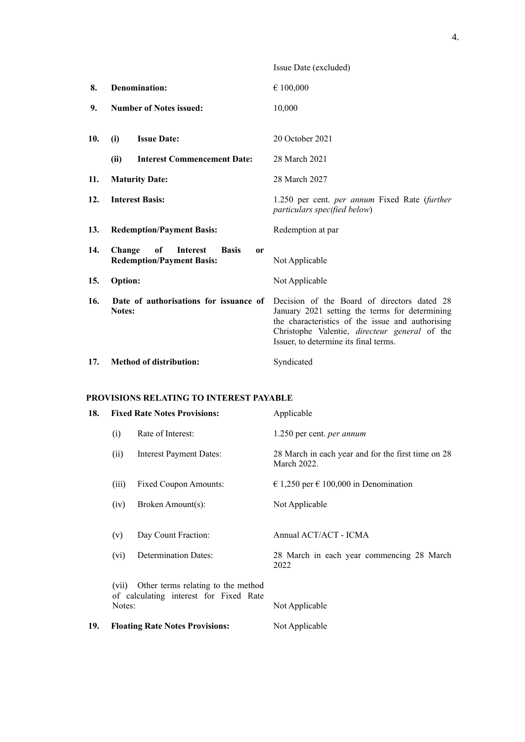| | | |
|---|---|---|
| | | Issue Date (excluded) |
| **8.** | **Denomination:** | € 100,000 |
| **9.** | **Number of Notes issued:** | 10,000 |
| **10.** | **(i) Issue Date:** | 20 October 2021 |
| | **(ii) Interest Commencement Date:** | 28 March 2021 |
| **11.** | **Maturity Date:** | 28 March 2027 |
| **12.** | **Interest Basis:** | 1.250 per cent. *per annum* Fixed Rate (*further particulars specified below*) |
| **13.** | **Redemption/Payment Basis:** | Redemption at par |
| **14.** | **Change of Interest Basis or Redemption/Payment Basis:** | Not Applicable |
| **15.** | **Option:** | Not Applicable |
| **16.** | **Date of authorisations for issuance of Notes:** | Decision of the Board of directors dated 28 January 2021 setting the terms for determining the characteristics of the issue and authorising Christophe Valentie, *directeur general* of the Issuer, to determine its final terms. |
| **17.** | **Method of distribution:** | Syndicated |

**PROVISIONS RELATING TO INTEREST PAYABLE**

| | | |
|---|---|---|
| **18.** | **Fixed Rate Notes Provisions:** | Applicable |
| | (i) Rate of Interest: | 1.250 per cent. *per annum* |
| | (ii) Interest Payment Dates: | 28 March in each year and for the first time on 28 March 2022. |
| | (iii) Fixed Coupon Amounts: | € 1,250 per € 100,000 in Denomination |
| | (iv) Broken Amount(s): | Not Applicable |
| | (v) Day Count Fraction: | Annual ACT/ACT - ICMA |
| | (vi) Determination Dates: | 28 March in each year commencing 28 March 2022 |
| | (vii) Other terms relating to the method of calculating interest for Fixed Rate Notes: | Not Applicable |
| **19.** | **Floating Rate Notes Provisions:** | Not Applicable |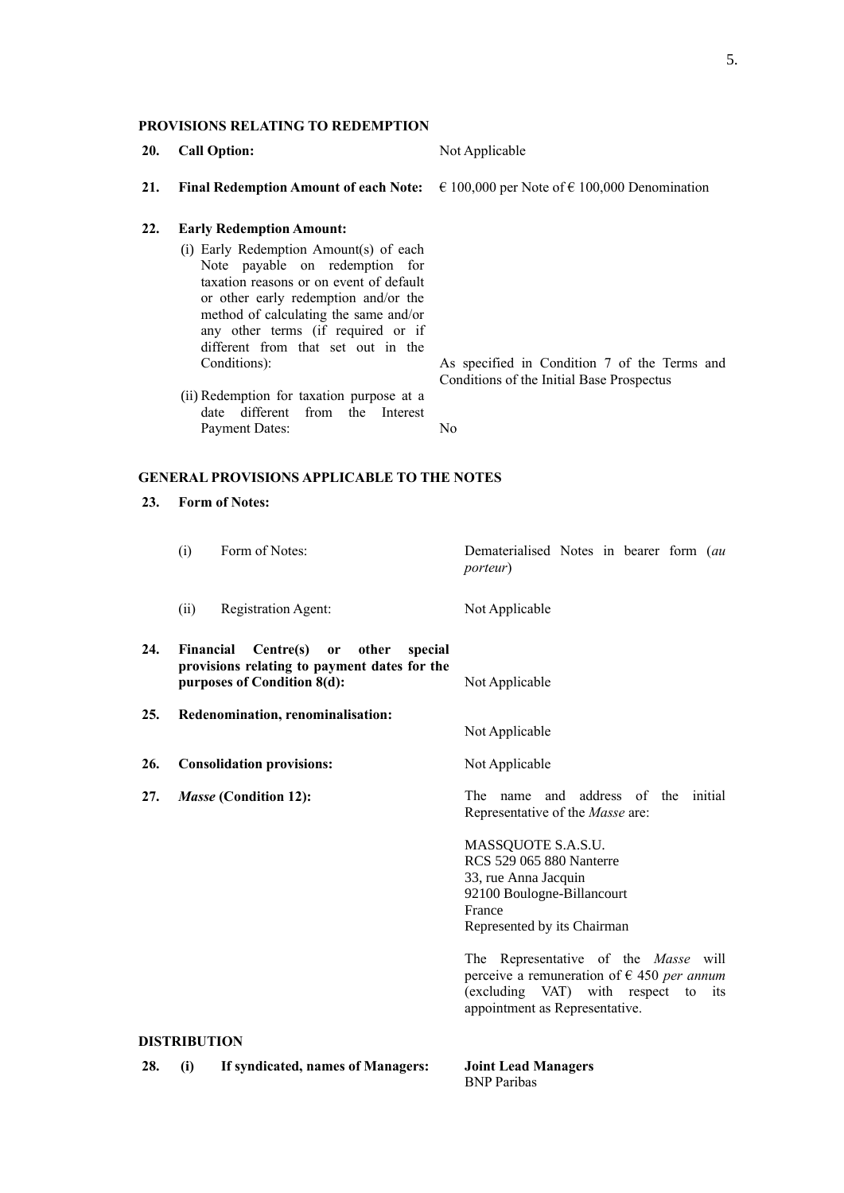**PROVISIONS RELATING TO REDEMPTION**

| | | |
|---|---|---|
| **20.** | **Call Option:** | Not Applicable |
| **21.** | **Final Redemption Amount of each Note:** | € 100,000 per Note of € 100,000 Denomination |
| **22.** | **Early Redemption Amount:** | |
| | (i) Early Redemption Amount(s) of each Note payable on redemption for taxation reasons or on event of default or other early redemption and/or the method of calculating the same and/or any other terms (if required or if different from that set out in the Conditions): | As specified in Condition 7 of the Terms and Conditions of the Initial Base Prospectus |
| | (ii) Redemption for taxation purpose at a date different from the Interest Payment Dates: | No |

**GENERAL PROVISIONS APPLICABLE TO THE NOTES**

| | | |
|---|---|---|
| **23.** | **Form of Notes:** | |
| | (i) Form of Notes: | Dematerialised Notes in bearer form (*au porteur*) |
| | (ii) Registration Agent: | Not Applicable |
| **24.** | **Financial Centre(s) or other special provisions relating to payment dates for the purposes of Condition 8(d):** | Not Applicable |
| **25.** | **Redenomination, renominalisation:** | Not Applicable |
| **26.** | **Consolidation provisions:** | Not Applicable |
| **27.** | ***Masse* (Condition 12):** | The name and address of the initial Representative of the *Masse* are:<br><br>MASSQUOTE S.A.S.U.<br>RCS 529 065 880 Nanterre<br>33, rue Anna Jacquin<br>92100 Boulogne-Billancourt<br>France<br>Represented by its Chairman<br><br>The Representative of the *Masse* will perceive a remuneration of € 450 *per annum* (excluding VAT) with respect to its appointment as Representative. |

**DISTRIBUTION**

| | | |
|---|---|---|
| **28.** | **(i) If syndicated, names of Managers:** | **Joint Lead Managers**<br>BNP Paribas |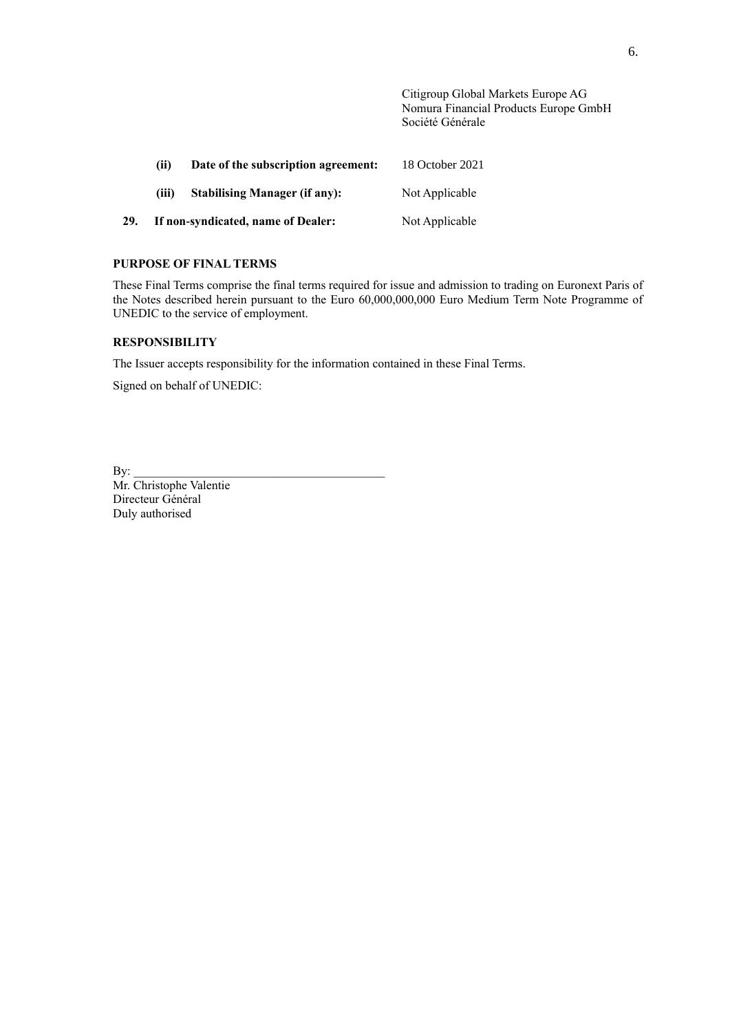| | | |
|---|---|---|
| | | Citigroup Global Markets Europe AG<br>Nomura Financial Products Europe GmbH<br>Société Générale |
| | **(ii) Date of the subscription agreement:** | 18 October 2021 |
| | **(iii) Stabilising Manager (if any):** | Not Applicable |
| **29.** | **If non-syndicated, name of Dealer:** | Not Applicable |

**PURPOSE OF FINAL TERMS**

These Final Terms comprise the final terms required for issue and admission to trading on Euronext Paris of the Notes described herein pursuant to the Euro 60,000,000,000 Euro Medium Term Note Programme of UNEDIC to the service of employment.

**RESPONSIBILITY**

The Issuer accepts responsibility for the information contained in these Final Terms.

Signed on behalf of UNEDIC:

By: ________________________________________

Mr. Christophe Valentie
Directeur Général
Duly authorised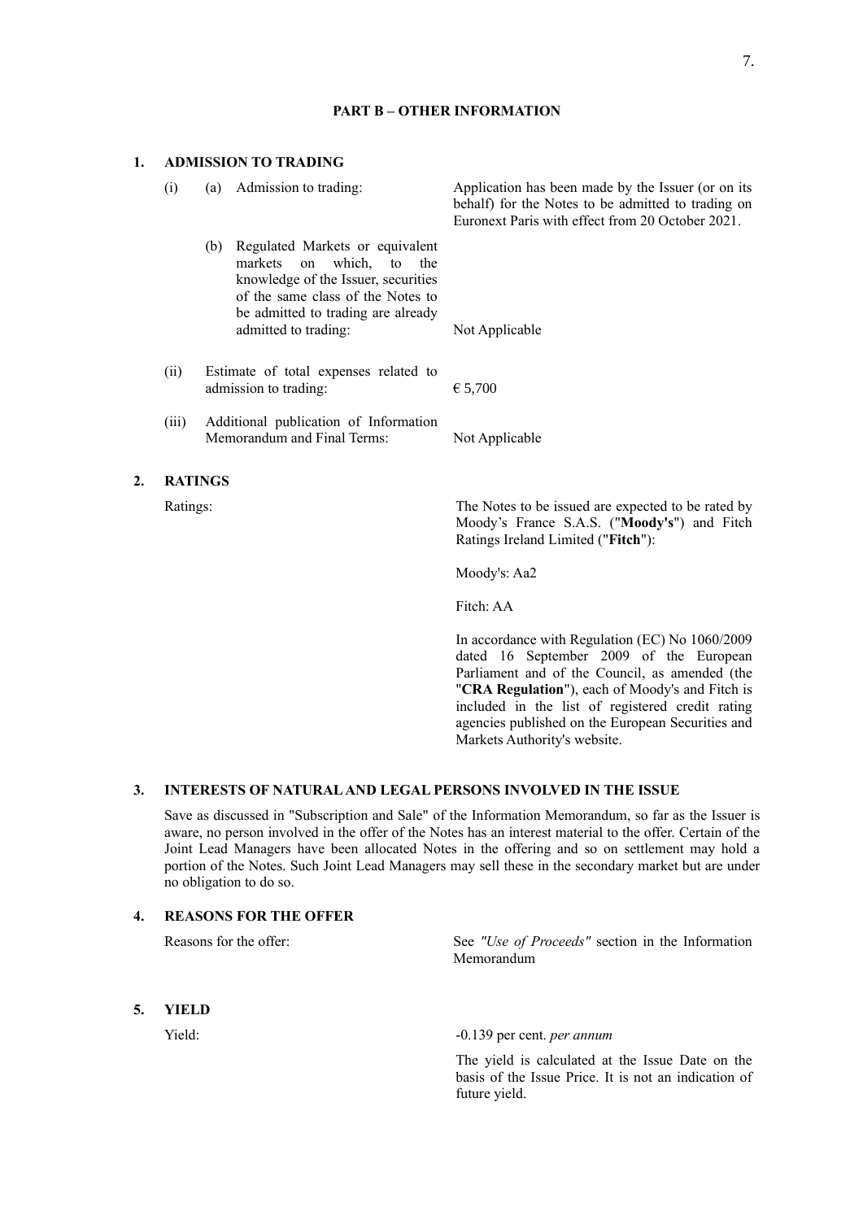## PART B – OTHER INFORMATION

### 1. ADMISSION TO TRADING

| | | |
|---|---|---|
| (i) | (a) Admission to trading: | Application has been made by the Issuer (or on its behalf) for the Notes to be admitted to trading on Euronext Paris with effect from 20 October 2021. |
| | (b) Regulated Markets or equivalent markets on which, to the knowledge of the Issuer, securities of the same class of the Notes to be admitted to trading are already admitted to trading: | Not Applicable |
| (ii) | Estimate of total expenses related to admission to trading: | € 5,700 |
| (iii) | Additional publication of Information Memorandum and Final Terms: | Not Applicable |

### 2. RATINGS

Ratings:

The Notes to be issued are expected to be rated by Moody's France S.A.S. ("**Moody's**") and Fitch Ratings Ireland Limited ("**Fitch**"):

Moody's: Aa2

Fitch: AA

In accordance with Regulation (EC) No 1060/2009 dated 16 September 2009 of the European Parliament and of the Council, as amended (the "**CRA Regulation**"), each of Moody's and Fitch is included in the list of registered credit rating agencies published on the European Securities and Markets Authority's website.

### 3. INTERESTS OF NATURAL AND LEGAL PERSONS INVOLVED IN THE ISSUE

Save as discussed in "Subscription and Sale" of the Information Memorandum, so far as the Issuer is aware, no person involved in the offer of the Notes has an interest material to the offer. Certain of the Joint Lead Managers have been allocated Notes in the offering and so on settlement may hold a portion of the Notes. Such Joint Lead Managers may sell these in the secondary market but are under no obligation to do so.

### 4. REASONS FOR THE OFFER

Reasons for the offer: See *"Use of Proceeds"* section in the Information Memorandum

### 5. YIELD

Yield: -0.139 per cent. *per annum*

The yield is calculated at the Issue Date on the basis of the Issue Price. It is not an indication of future yield.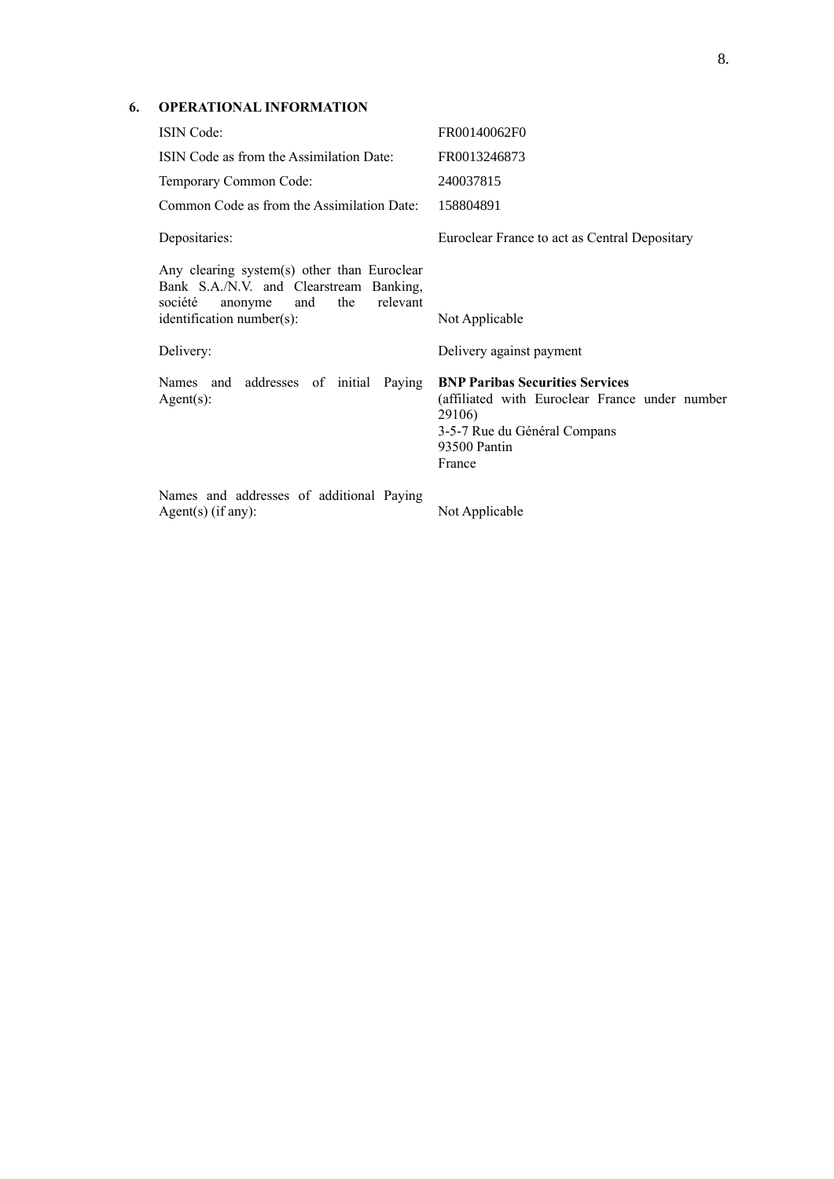## 6. OPERATIONAL INFORMATION

| | |
|---|---|
| ISIN Code: | FR00140062F0 |
| ISIN Code as from the Assimilation Date: | FR0013246873 |
| Temporary Common Code: | 240037815 |
| Common Code as from the Assimilation Date: | 158804891 |
| Depositaries: | Euroclear France to act as Central Depositary |
| Any clearing system(s) other than Euroclear Bank S.A./N.V. and Clearstream Banking, société anonyme and the relevant identification number(s): | Not Applicable |
| Delivery: | Delivery against payment |
| Names and addresses of initial Paying Agent(s): | **BNP Paribas Securities Services** (affiliated with Euroclear France under number 29106) 3-5-7 Rue du Général Compans 93500 Pantin France |
| Names and addresses of additional Paying Agent(s) (if any): | Not Applicable |